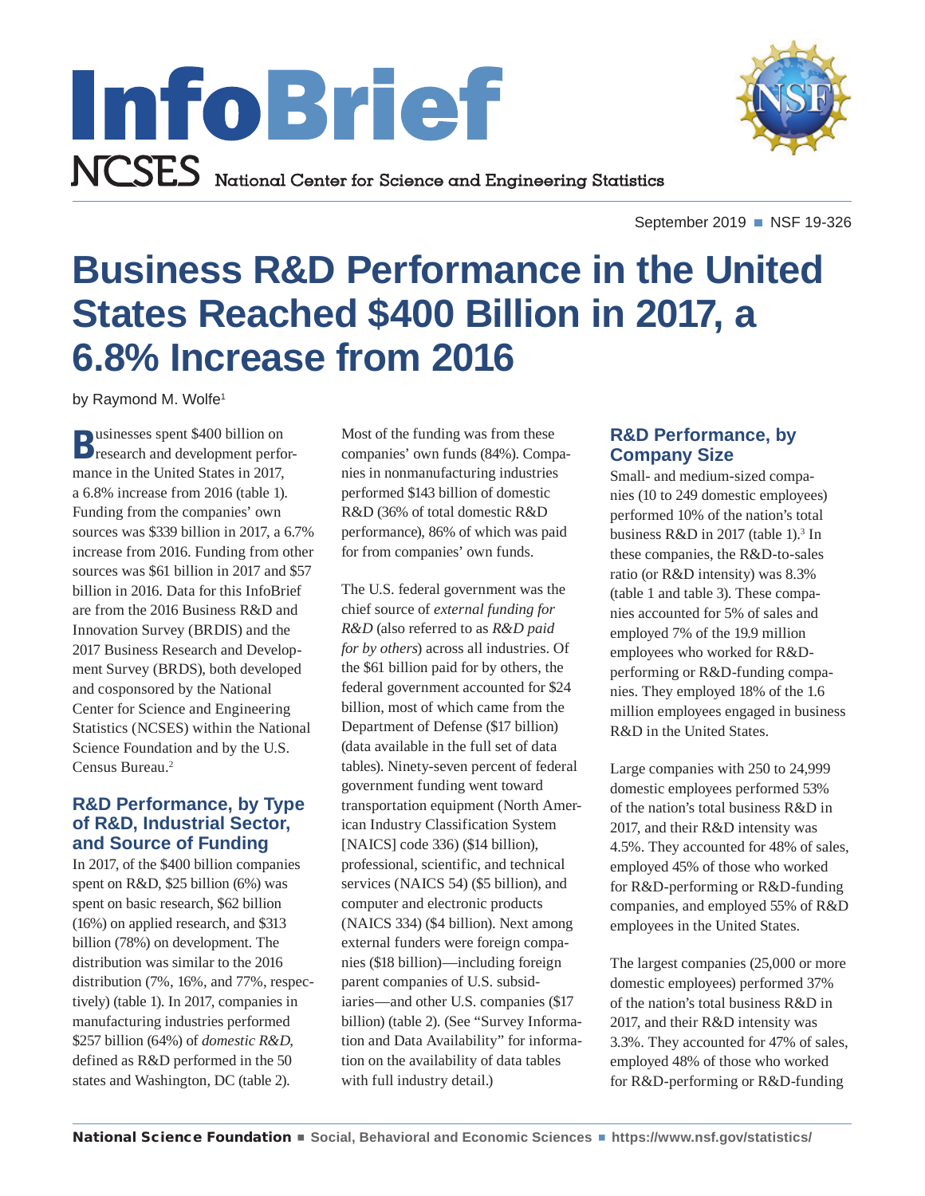InfoBrief

NCSES National Center for Science and Engineering Statistics

September 2019 ■ NSF 19-326

# Business R&D Performance in the United States Reached $400 Billion in 2017, a 6.8% Increase from 2016

by Raymond M. Wolfe[1]

Businesses spent $400 billion on research and development performance in the United States in 2017, a 6.8% increase from 2016 (table 1). Funding from the companies' own sources was $339 billion in 2017, a 6.7% increase from 2016. Funding from other sources was $61 billion in 2017 and $57 billion in 2016. Data for this InfoBrief are from the 2016 Business R&D and Innovation Survey (BRDIS) and the 2017 Business Research and Development Survey (BRDS), both developed and cosponsored by the National Center for Science and Engineering Statistics (NCSES) within the National Science Foundation and by the U.S. Census Bureau.[2]

## R&D Performance, by Type of R&D, Industrial Sector, and Source of Funding

In 2017, of the $400 billion companies spent on R&D, $25 billion (6%) was spent on basic research, $62 billion (16%) on applied research, and $313 billion (78%) on development. The distribution was similar to the 2016 distribution (7%, 16%, and 77%, respectively) (table 1). In 2017, companies in manufacturing industries performed $257 billion (64%) of *domestic R&D*, defined as R&D performed in the 50 states and Washington, DC (table 2). Most of the funding was from these companies' own funds (84%). Companies in nonmanufacturing industries performed $143 billion of domestic R&D (36% of total domestic R&D performance), 86% of which was paid for from companies' own funds.

The U.S. federal government was the chief source of *external funding for R&D* (also referred to as *R&D paid for by others*) across all industries. Of the $61 billion paid for by others, the federal government accounted for $24 billion, most of which came from the Department of Defense ($17 billion) (data available in the full set of data tables). Ninety-seven percent of federal government funding went toward transportation equipment (North American Industry Classification System [NAICS] code 336) ($14 billion), professional, scientific, and technical services (NAICS 54) ($5 billion), and computer and electronic products (NAICS 334) ($4 billion). Next among external funders were foreign companies ($18 billion)—including foreign parent companies of U.S. subsidiaries—and other U.S. companies ($17 billion) (table 2). (See "Survey Information and Data Availability" for information on the availability of data tables with full industry detail.)

## R&D Performance, by Company Size

Small- and medium-sized companies (10 to 249 domestic employees) performed 10% of the nation's total business R&D in 2017 (table 1).[3] In these companies, the R&D-to-sales ratio (or R&D intensity) was 8.3% (table 1 and table 3). These companies accounted for 5% of sales and employed 7% of the 19.9 million employees who worked for R&D-performing or R&D-funding companies. They employed 18% of the 1.6 million employees engaged in business R&D in the United States.

Large companies with 250 to 24,999 domestic employees performed 53% of the nation's total business R&D in 2017, and their R&D intensity was 4.5%. They accounted for 48% of sales, employed 45% of those who worked for R&D-performing or R&D-funding companies, and employed 55% of R&D employees in the United States.

The largest companies (25,000 or more domestic employees) performed 37% of the nation's total business R&D in 2017, and their R&D intensity was 3.3%. They accounted for 47% of sales, employed 48% of those who worked for R&D-performing or R&D-funding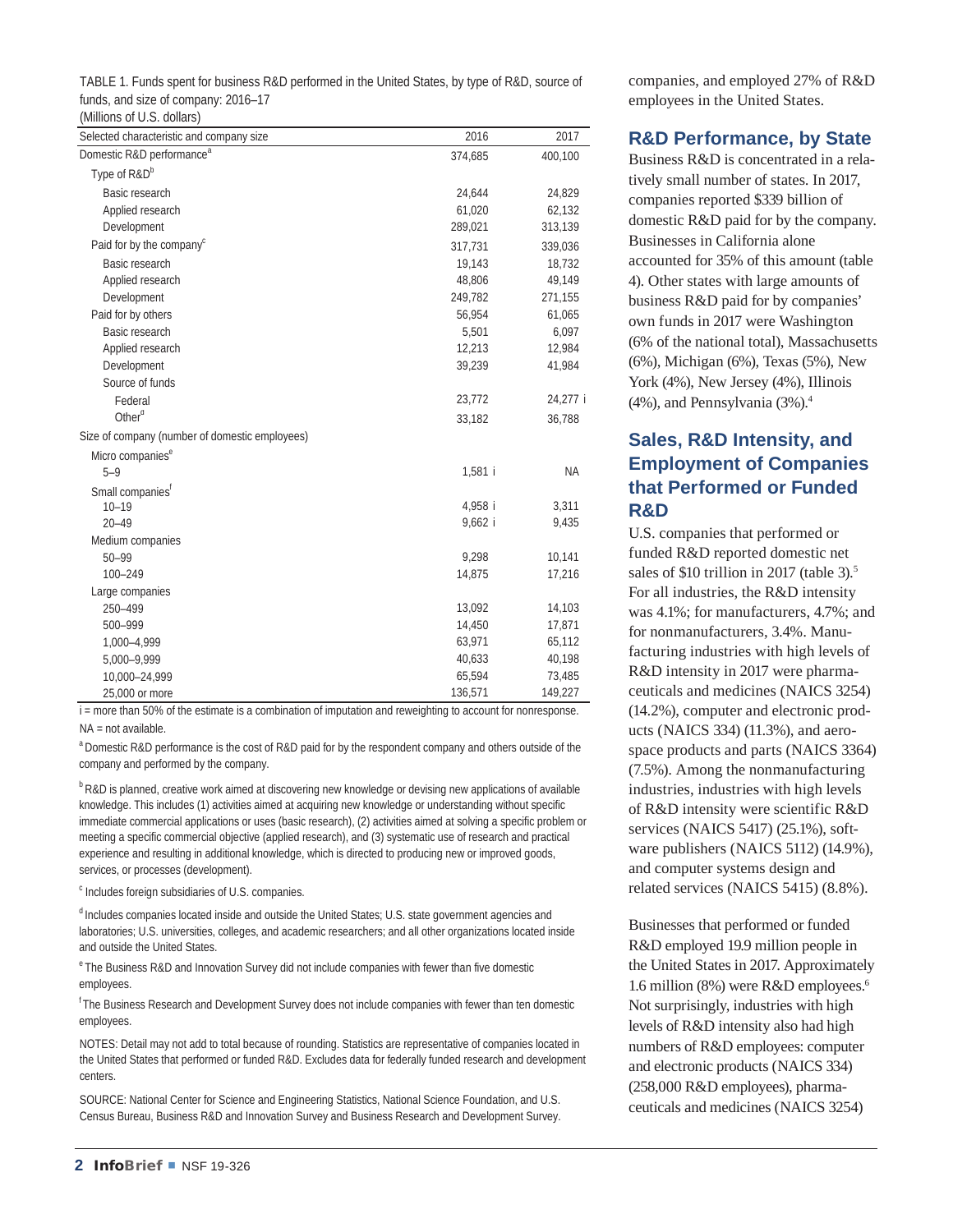TABLE 1. Funds spent for business R&D performed in the United States, by type of R&D, source of funds, and size of company: 2016–17

(Millions of U.S. dollars)

| Selected characteristic and company size | 2016 | 2017 |
|---|---|---|
| Domestic R&D performance[a] | 374,685 | 400,100 |
| Type of R&D[b] | | |
| Basic research | 24,644 | 24,829 |
| Applied research | 61,020 | 62,132 |
| Development | 289,021 | 313,139 |
| Paid for by the company[c] | 317,731 | 339,036 |
| Basic research | 19,143 | 18,732 |
| Applied research | 48,806 | 49,149 |
| Development | 249,782 | 271,155 |
| Paid for by others | 56,954 | 61,065 |
| Basic research | 5,501 | 6,097 |
| Applied research | 12,213 | 12,984 |
| Development | 39,239 | 41,984 |
| Source of funds | | |
| Federal | 23,772 | 24,277 i |
| Other[d] | 33,182 | 36,788 |
| Size of company (number of domestic employees) | | |
| Micro companies[e] | | |
| 5–9 | 1,581 i | NA |
| Small companies[f] | | |
| 10–19 | 4,958 i | 3,311 |
| 20–49 | 9,662 i | 9,435 |
| Medium companies | | |
| 50–99 | 9,298 | 10,141 |
| 100–249 | 14,875 | 17,216 |
| Large companies | | |
| 250–499 | 13,092 | 14,103 |
| 500–999 | 14,450 | 17,871 |
| 1,000–4,999 | 63,971 | 65,112 |
| 5,000–9,999 | 40,633 | 40,198 |
| 10,000–24,999 | 65,594 | 73,485 |
| 25,000 or more | 136,571 | 149,227 |

i = more than 50% of the estimate is a combination of imputation and reweighting to account for nonresponse.

NA = not available.

[a] Domestic R&D performance is the cost of R&D paid for by the respondent company and others outside of the company and performed by the company.

[b] R&D is planned, creative work aimed at discovering new knowledge or devising new applications of available knowledge. This includes (1) activities aimed at acquiring new knowledge or understanding without specific immediate commercial applications or uses (basic research), (2) activities aimed at solving a specific problem or meeting a specific commercial objective (applied research), and (3) systematic use of research and practical experience and resulting in additional knowledge, which is directed to producing new or improved goods, services, or processes (development).

[c] Includes foreign subsidiaries of U.S. companies.

[d] Includes companies located inside and outside the United States; U.S. state government agencies and laboratories; U.S. universities, colleges, and academic researchers; and all other organizations located inside and outside the United States.

[e] The Business R&D and Innovation Survey did not include companies with fewer than five domestic employees.

[f] The Business Research and Development Survey does not include companies with fewer than ten domestic employees.

NOTES: Detail may not add to total because of rounding. Statistics are representative of companies located in the United States that performed or funded R&D. Excludes data for federally funded research and development centers.

SOURCE: National Center for Science and Engineering Statistics, National Science Foundation, and U.S. Census Bureau, Business R&D and Innovation Survey and Business Research and Development Survey.

companies, and employed 27% of R&D employees in the United States.

## R&D Performance, by State

Business R&D is concentrated in a relatively small number of states. In 2017, companies reported $339 billion of domestic R&D paid for by the company. Businesses in California alone accounted for 35% of this amount (table 4). Other states with large amounts of business R&D paid for by companies' own funds in 2017 were Washington (6% of the national total), Massachusetts (6%), Michigan (6%), Texas (5%), New York (4%), New Jersey (4%), Illinois (4%), and Pennsylvania (3%).[4]

## Sales, R&D Intensity, and Employment of Companies that Performed or Funded R&D

U.S. companies that performed or funded R&D reported domestic net sales of $10 trillion in 2017 (table 3).[5] For all industries, the R&D intensity was 4.1%; for manufacturers, 4.7%; and for nonmanufacturers, 3.4%. Manufacturing industries with high levels of R&D intensity in 2017 were pharmaceuticals and medicines (NAICS 3254) (14.2%), computer and electronic products (NAICS 334) (11.3%), and aerospace products and parts (NAICS 3364) (7.5%). Among the nonmanufacturing industries, industries with high levels of R&D intensity were scientific R&D services (NAICS 5417) (25.1%), software publishers (NAICS 5112) (14.9%), and computer systems design and related services (NAICS 5415) (8.8%).

Businesses that performed or funded R&D employed 19.9 million people in the United States in 2017. Approximately 1.6 million (8%) were R&D employees.[6] Not surprisingly, industries with high levels of R&D intensity also had high numbers of R&D employees: computer and electronic products (NAICS 334) (258,000 R&D employees), pharmaceuticals and medicines (NAICS 3254)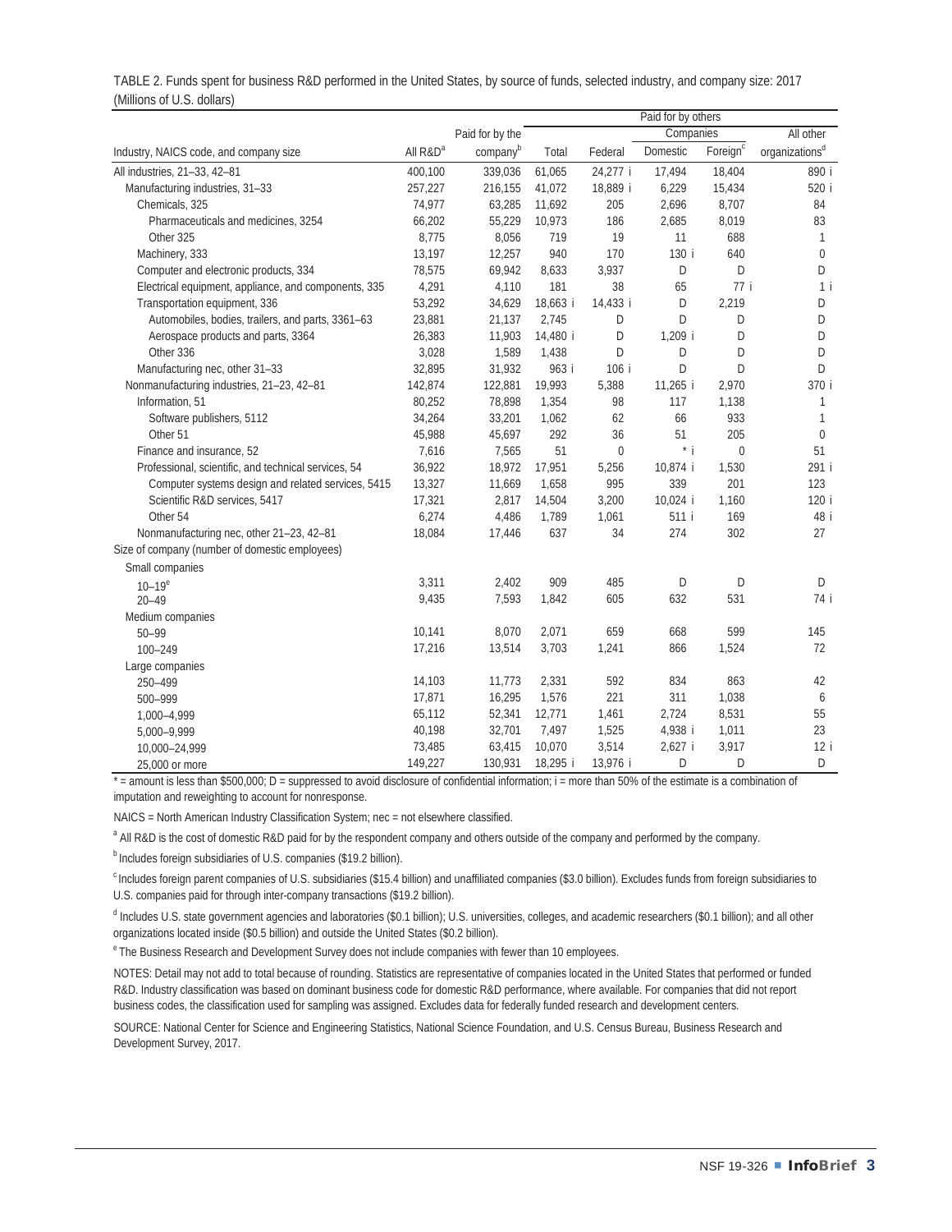TABLE 2. Funds spent for business R&D performed in the United States, by source of funds, selected industry, and company size: 2017
(Millions of U.S. dollars)

| Industry, NAICS code, and company size | All R&D[a] | Paid for by the company[b] | Paid for by others | | | | |
|---|---|---|---|---|---|---|---|
| | | | | | Companies | | All other |
| | | | Total | Federal | Domestic | Foreign[c] | organizations[d] |
| All industries, 21–33, 42–81 | 400,100 | 339,036 | 61,065 | 24,277 i | 17,494 | 18,404 | 890 i |
| Manufacturing industries, 31–33 | 257,227 | 216,155 | 41,072 | 18,889 i | 6,229 | 15,434 | 520 i |
| Chemicals, 325 | 74,977 | 63,285 | 11,692 | 205 | 2,696 | 8,707 | 84 |
| Pharmaceuticals and medicines, 3254 | 66,202 | 55,229 | 10,973 | 186 | 2,685 | 8,019 | 83 |
| Other 325 | 8,775 | 8,056 | 719 | 19 | 11 | 688 | 1 |
| Machinery, 333 | 13,197 | 12,257 | 940 | 170 | 130 i | 640 | 0 |
| Computer and electronic products, 334 | 78,575 | 69,942 | 8,633 | 3,937 | D | D | D |
| Electrical equipment, appliance, and components, 335 | 4,291 | 4,110 | 181 | 38 | 65 | 77 i | 1 i |
| Transportation equipment, 336 | 53,292 | 34,629 | 18,663 i | 14,433 i | D | 2,219 | D |
| Automobiles, bodies, trailers, and parts, 3361–63 | 23,881 | 21,137 | 2,745 | D | D | D | D |
| Aerospace products and parts, 3364 | 26,383 | 11,903 | 14,480 i | D | 1,209 i | D | D |
| Other 336 | 3,028 | 1,589 | 1,438 | D | D | D | D |
| Manufacturing nec, other 31–33 | 32,895 | 31,932 | 963 i | 106 i | D | D | D |
| Nonmanufacturing industries, 21–23, 42–81 | 142,874 | 122,881 | 19,993 | 5,388 | 11,265 i | 2,970 | 370 i |
| Information, 51 | 80,252 | 78,898 | 1,354 | 98 | 117 | 1,138 | 1 |
| Software publishers, 5112 | 34,264 | 33,201 | 1,062 | 62 | 66 | 933 | 1 |
| Other 51 | 45,988 | 45,697 | 292 | 36 | 51 | 205 | 0 |
| Finance and insurance, 52 | 7,616 | 7,565 | 51 | 0 | * i | 0 | 51 |
| Professional, scientific, and technical services, 54 | 36,922 | 18,972 | 17,951 | 5,256 | 10,874 i | 1,530 | 291 i |
| Computer systems design and related services, 5415 | 13,327 | 11,669 | 1,658 | 995 | 339 | 201 | 123 |
| Scientific R&D services, 5417 | 17,321 | 2,817 | 14,504 | 3,200 | 10,024 i | 1,160 | 120 i |
| Other 54 | 6,274 | 4,486 | 1,789 | 1,061 | 511 i | 169 | 48 i |
| Nonmanufacturing nec, other 21–23, 42–81 | 18,084 | 17,446 | 637 | 34 | 274 | 302 | 27 |
| Size of company (number of domestic employees) | | | | | | | |
| Small companies | | | | | | | |
| 10–19[e] | 3,311 | 2,402 | 909 | 485 | D | D | D |
| 20–49 | 9,435 | 7,593 | 1,842 | 605 | 632 | 531 | 74 i |
| Medium companies | | | | | | | |
| 50–99 | 10,141 | 8,070 | 2,071 | 659 | 668 | 599 | 145 |
| 100–249 | 17,216 | 13,514 | 3,703 | 1,241 | 866 | 1,524 | 72 |
| Large companies | | | | | | | |
| 250–499 | 14,103 | 11,773 | 2,331 | 592 | 834 | 863 | 42 |
| 500–999 | 17,871 | 16,295 | 1,576 | 221 | 311 | 1,038 | 6 |
| 1,000–4,999 | 65,112 | 52,341 | 12,771 | 1,461 | 2,724 | 8,531 | 55 |
| 5,000–9,999 | 40,198 | 32,701 | 7,497 | 1,525 | 4,938 i | 1,011 | 23 |
| 10,000–24,999 | 73,485 | 63,415 | 10,070 | 3,514 | 2,627 i | 3,917 | 12 i |
| 25,000 or more | 149,227 | 130,931 | 18,295 i | 13,976 i | D | D | D |

* = amount is less than $500,000; D = suppressed to avoid disclosure of confidential information; i = more than 50% of the estimate is a combination of imputation and reweighting to account for nonresponse.

NAICS = North American Industry Classification System; nec = not elsewhere classified.

[a] All R&D is the cost of domestic R&D paid for by the respondent company and others outside of the company and performed by the company.

[b] Includes foreign subsidiaries of U.S. companies ($19.2 billion).

[c] Includes foreign parent companies of U.S. subsidiaries ($15.4 billion) and unaffiliated companies ($3.0 billion). Excludes funds from foreign subsidiaries to U.S. companies paid for through inter-company transactions ($19.2 billion).

[d] Includes U.S. state government agencies and laboratories ($0.1 billion); U.S. universities, colleges, and academic researchers ($0.1 billion); and all other organizations located inside ($0.5 billion) and outside the United States ($0.2 billion).

[e] The Business Research and Development Survey does not include companies with fewer than 10 employees.

NOTES: Detail may not add to total because of rounding. Statistics are representative of companies located in the United States that performed or funded R&D. Industry classification was based on dominant business code for domestic R&D performance, where available. For companies that did not report business codes, the classification used for sampling was assigned. Excludes data for federally funded research and development centers.

SOURCE: National Center for Science and Engineering Statistics, National Science Foundation, and U.S. Census Bureau, Business Research and Development Survey, 2017.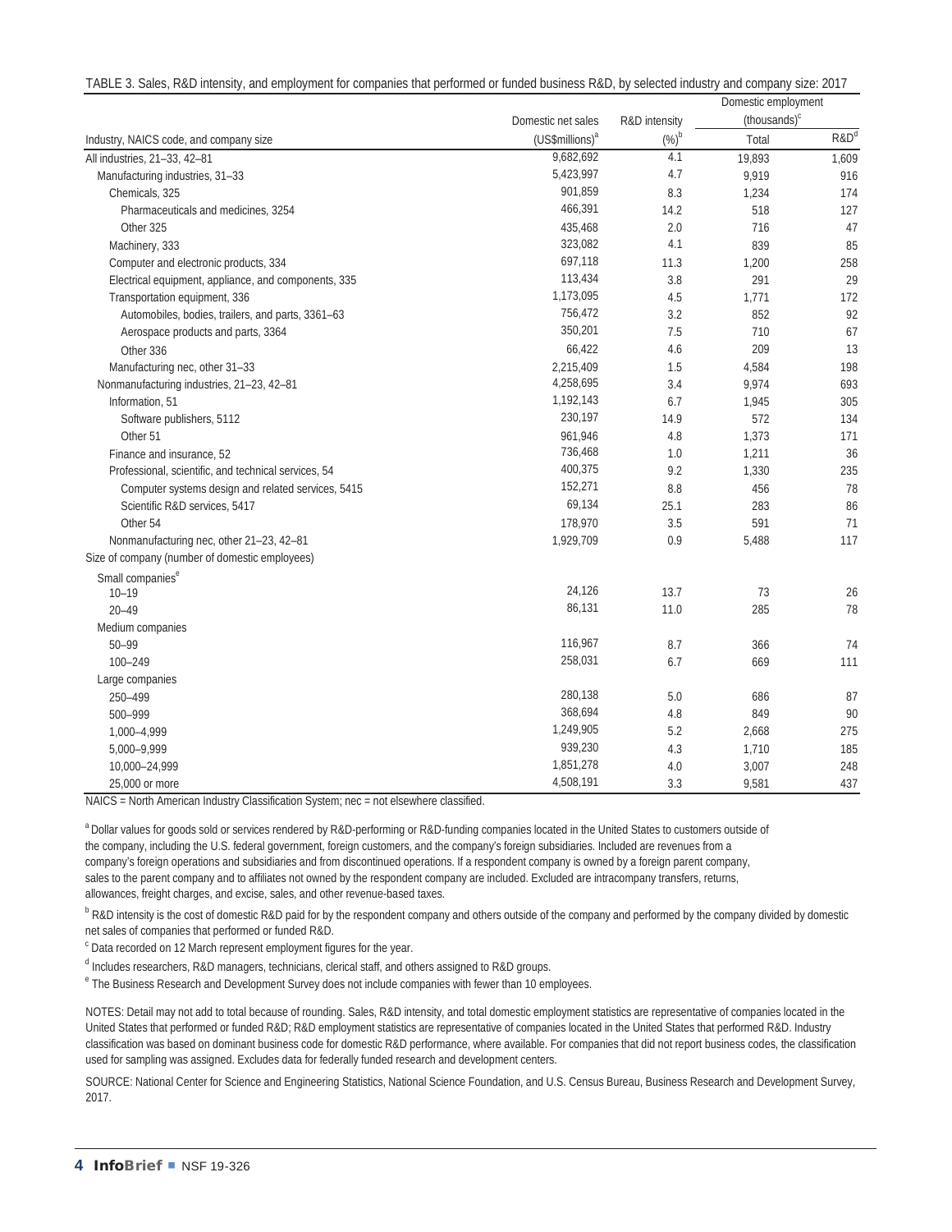TABLE 3. Sales, R&D intensity, and employment for companies that performed or funded business R&D, by selected industry and company size: 2017

| Industry, NAICS code, and company size | Domestic net sales (US$millions)[a] | R&D intensity (%)[b] | Domestic employment (thousands)[c] | |
|---|---|---|---|---|
| | | | Total | R&D[d] |
| All industries, 21–33, 42–81 | 9,682,692 | 4.1 | 19,893 | 1,609 |
| Manufacturing industries, 31–33 | 5,423,997 | 4.7 | 9,919 | 916 |
| Chemicals, 325 | 901,859 | 8.3 | 1,234 | 174 |
| Pharmaceuticals and medicines, 3254 | 466,391 | 14.2 | 518 | 127 |
| Other 325 | 435,468 | 2.0 | 716 | 47 |
| Machinery, 333 | 323,082 | 4.1 | 839 | 85 |
| Computer and electronic products, 334 | 697,118 | 11.3 | 1,200 | 258 |
| Electrical equipment, appliance, and components, 335 | 113,434 | 3.8 | 291 | 29 |
| Transportation equipment, 336 | 1,173,095 | 4.5 | 1,771 | 172 |
| Automobiles, bodies, trailers, and parts, 3361–63 | 756,472 | 3.2 | 852 | 92 |
| Aerospace products and parts, 3364 | 350,201 | 7.5 | 710 | 67 |
| Other 336 | 66,422 | 4.6 | 209 | 13 |
| Manufacturing nec, other 31–33 | 2,215,409 | 1.5 | 4,584 | 198 |
| Nonmanufacturing industries, 21–23, 42–81 | 4,258,695 | 3.4 | 9,974 | 693 |
| Information, 51 | 1,192,143 | 6.7 | 1,945 | 305 |
| Software publishers, 5112 | 230,197 | 14.9 | 572 | 134 |
| Other 51 | 961,946 | 4.8 | 1,373 | 171 |
| Finance and insurance, 52 | 736,468 | 1.0 | 1,211 | 36 |
| Professional, scientific, and technical services, 54 | 400,375 | 9.2 | 1,330 | 235 |
| Computer systems design and related services, 5415 | 152,271 | 8.8 | 456 | 78 |
| Scientific R&D services, 5417 | 69,134 | 25.1 | 283 | 86 |
| Other 54 | 178,970 | 3.5 | 591 | 71 |
| Nonmanufacturing nec, other 21–23, 42–81 | 1,929,709 | 0.9 | 5,488 | 117 |
| Size of company (number of domestic employees) | | | | |
| Small companies[e] | | | | |
| 10–19 | 24,126 | 13.7 | 73 | 26 |
| 20–49 | 86,131 | 11.0 | 285 | 78 |
| Medium companies | | | | |
| 50–99 | 116,967 | 8.7 | 366 | 74 |
| 100–249 | 258,031 | 6.7 | 669 | 111 |
| Large companies | | | | |
| 250–499 | 280,138 | 5.0 | 686 | 87 |
| 500–999 | 368,694 | 4.8 | 849 | 90 |
| 1,000–4,999 | 1,249,905 | 5.2 | 2,668 | 275 |
| 5,000–9,999 | 939,230 | 4.3 | 1,710 | 185 |
| 10,000–24,999 | 1,851,278 | 4.0 | 3,007 | 248 |
| 25,000 or more | 4,508,191 | 3.3 | 9,581 | 437 |

NAICS = North American Industry Classification System; nec = not elsewhere classified.

[a] Dollar values for goods sold or services rendered by R&D-performing or R&D-funding companies located in the United States to customers outside of the company, including the U.S. federal government, foreign customers, and the company's foreign subsidiaries. Included are revenues from a company's foreign operations and subsidiaries and from discontinued operations. If a respondent company is owned by a foreign parent company, sales to the parent company and to affiliates not owned by the respondent company are included. Excluded are intracompany transfers, returns, allowances, freight charges, and excise, sales, and other revenue-based taxes.

[b] R&D intensity is the cost of domestic R&D paid for by the respondent company and others outside of the company and performed by the company divided by domestic net sales of companies that performed or funded R&D.

[c] Data recorded on 12 March represent employment figures for the year.

[d] Includes researchers, R&D managers, technicians, clerical staff, and others assigned to R&D groups.

[e] The Business Research and Development Survey does not include companies with fewer than 10 employees.

NOTES: Detail may not add to total because of rounding. Sales, R&D intensity, and total domestic employment statistics are representative of companies located in the United States that performed or funded R&D; R&D employment statistics are representative of companies located in the United States that performed R&D. Industry classification was based on dominant business code for domestic R&D performance, where available. For companies that did not report business codes, the classification used for sampling was assigned. Excludes data for federally funded research and development centers.

SOURCE: National Center for Science and Engineering Statistics, National Science Foundation, and U.S. Census Bureau, Business Research and Development Survey, 2017.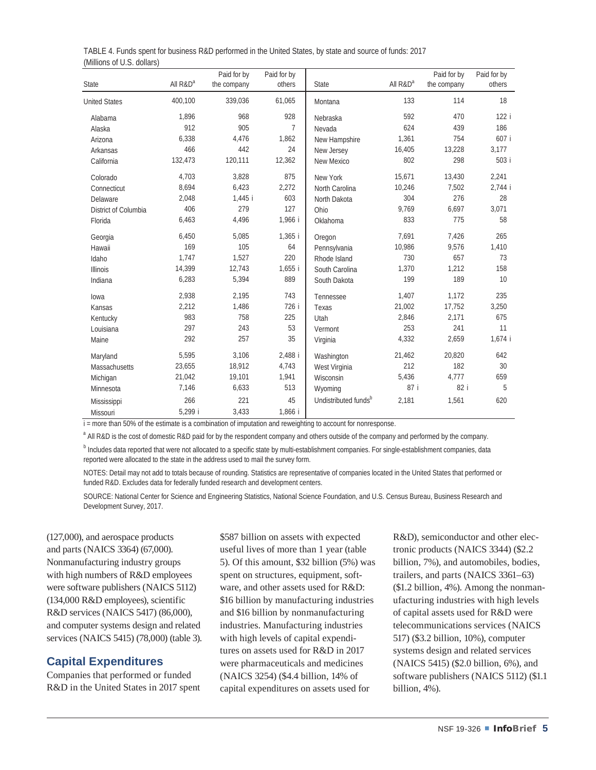TABLE 4. Funds spent for business R&D performed in the United States, by state and source of funds: 2017
(Millions of U.S. dollars)

| State | All R&D[a] | Paid for by the company | Paid for by others | State | All R&D[a] | Paid for by the company | Paid for by others |
|---|---|---|---|---|---|---|---|
| United States | 400,100 | 339,036 | 61,065 | Montana | 133 | 114 | 18 |
| Alabama | 1,896 | 968 | 928 | Nebraska | 592 | 470 | 122 i |
| Alaska | 912 | 905 | 7 | Nevada | 624 | 439 | 186 |
| Arizona | 6,338 | 4,476 | 1,862 | New Hampshire | 1,361 | 754 | 607 i |
| Arkansas | 466 | 442 | 24 | New Jersey | 16,405 | 13,228 | 3,177 |
| California | 132,473 | 120,111 | 12,362 | New Mexico | 802 | 298 | 503 i |
| Colorado | 4,703 | 3,828 | 875 | New York | 15,671 | 13,430 | 2,241 |
| Connecticut | 8,694 | 6,423 | 2,272 | North Carolina | 10,246 | 7,502 | 2,744 i |
| Delaware | 2,048 | 1,445 i | 603 | North Dakota | 304 | 276 | 28 |
| District of Columbia | 406 | 279 | 127 | Ohio | 9,769 | 6,697 | 3,071 |
| Florida | 6,463 | 4,496 | 1,966 i | Oklahoma | 833 | 775 | 58 |
| Georgia | 6,450 | 5,085 | 1,365 i | Oregon | 7,691 | 7,426 | 265 |
| Hawaii | 169 | 105 | 64 | Pennsylvania | 10,986 | 9,576 | 1,410 |
| Idaho | 1,747 | 1,527 | 220 | Rhode Island | 730 | 657 | 73 |
| Illinois | 14,399 | 12,743 | 1,655 i | South Carolina | 1,370 | 1,212 | 158 |
| Indiana | 6,283 | 5,394 | 889 | South Dakota | 199 | 189 | 10 |
| Iowa | 2,938 | 2,195 | 743 | Tennessee | 1,407 | 1,172 | 235 |
| Kansas | 2,212 | 1,486 | 726 i | Texas | 21,002 | 17,752 | 3,250 |
| Kentucky | 983 | 758 | 225 | Utah | 2,846 | 2,171 | 675 |
| Louisiana | 297 | 243 | 53 | Vermont | 253 | 241 | 11 |
| Maine | 292 | 257 | 35 | Virginia | 4,332 | 2,659 | 1,674 i |
| Maryland | 5,595 | 3,106 | 2,488 i | Washington | 21,462 | 20,820 | 642 |
| Massachusetts | 23,655 | 18,912 | 4,743 | West Virginia | 212 | 182 | 30 |
| Michigan | 21,042 | 19,101 | 1,941 | Wisconsin | 5,436 | 4,777 | 659 |
| Minnesota | 7,146 | 6,633 | 513 | Wyoming | 87 i | 82 i | 5 |
| Mississippi | 266 | 221 | 45 | Undistributed funds[b] | 2,181 | 1,561 | 620 |
| Missouri | 5,299 i | 3,433 | 1,866 i | | | | |

i = more than 50% of the estimate is a combination of imputation and reweighting to account for nonresponse.

[a] All R&D is the cost of domestic R&D paid for by the respondent company and others outside of the company and performed by the company.

[b] Includes data reported that were not allocated to a specific state by multi-establishment companies. For single-establishment companies, data reported were allocated to the state in the address used to mail the survey form.

NOTES: Detail may not add to totals because of rounding. Statistics are representative of companies located in the United States that performed or funded R&D. Excludes data for federally funded research and development centers.

SOURCE: National Center for Science and Engineering Statistics, National Science Foundation, and U.S. Census Bureau, Business Research and Development Survey, 2017.

(127,000), and aerospace products and parts (NAICS 3364) (67,000). Nonmanufacturing industry groups with high numbers of R&D employees were software publishers (NAICS 5112) (134,000 R&D employees), scientific R&D services (NAICS 5417) (86,000), and computer systems design and related services (NAICS 5415) (78,000) (table 3).

## Capital Expenditures

Companies that performed or funded R&D in the United States in 2017 spent $587 billion on assets with expected useful lives of more than 1 year (table 5). Of this amount, $32 billion (5%) was spent on structures, equipment, software, and other assets used for R&D: $16 billion by manufacturing industries and $16 billion by nonmanufacturing industries. Manufacturing industries with high levels of capital expenditures on assets used for R&D in 2017 were pharmaceuticals and medicines (NAICS 3254) ($4.4 billion, 14% of capital expenditures on assets used for R&D), semiconductor and other electronic products (NAICS 3344) ($2.2 billion, 7%), and automobiles, bodies, trailers, and parts (NAICS 3361–63) ($1.2 billion, 4%). Among the nonmanufacturing industries with high levels of capital assets used for R&D were telecommunications services (NAICS 517) ($3.2 billion, 10%), computer systems design and related services (NAICS 5415) ($2.0 billion, 6%), and software publishers (NAICS 5112) ($1.1 billion, 4%).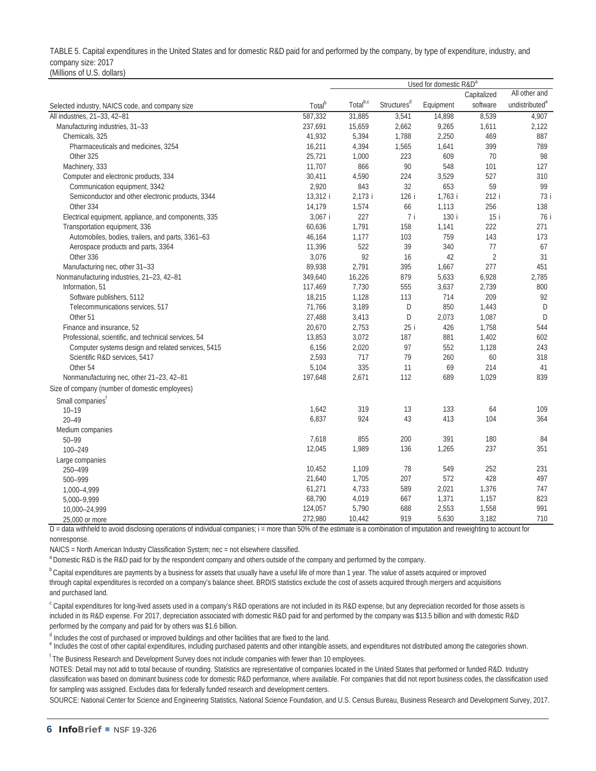TABLE 5. Capital expenditures in the United States and for domestic R&D paid for and performed by the company, by type of expenditure, industry, and company size: 2017

(Millions of U.S. dollars)

| Selected industry, NAICS code, and company size | Total[b] | Used for domestic R&D[a] | | | | |
|---|---|---|---|---|---|---|
| | | Total[b,c] | Structures[d] | Equipment | Capitalized software | All other and undistributed[e] |
| All industries, 21–33, 42–81 | 587,332 | 31,885 | 3,541 | 14,898 | 8,539 | 4,907 |
| Manufacturing industries, 31–33 | 237,691 | 15,659 | 2,662 | 9,265 | 1,611 | 2,122 |
| Chemicals, 325 | 41,932 | 5,394 | 1,788 | 2,250 | 469 | 887 |
| Pharmaceuticals and medicines, 3254 | 16,211 | 4,394 | 1,565 | 1,641 | 399 | 789 |
| Other 325 | 25,721 | 1,000 | 223 | 609 | 70 | 98 |
| Machinery, 333 | 11,707 | 866 | 90 | 548 | 101 | 127 |
| Computer and electronic products, 334 | 30,411 | 4,590 | 224 | 3,529 | 527 | 310 |
| Communication equipment, 3342 | 2,920 | 843 | 32 | 653 | 59 | 99 |
| Semiconductor and other electronic products, 3344 | 13,312 i | 2,173 i | 126 i | 1,763 i | 212 i | 73 i |
| Other 334 | 14,179 | 1,574 | 66 | 1,113 | 256 | 138 |
| Electrical equipment, appliance, and components, 335 | 3,067 i | 227 | 7 i | 130 i | 15 i | 76 i |
| Transportation equipment, 336 | 60,636 | 1,791 | 158 | 1,141 | 222 | 271 |
| Automobiles, bodies, trailers, and parts, 3361–63 | 46,164 | 1,177 | 103 | 759 | 143 | 173 |
| Aerospace products and parts, 3364 | 11,396 | 522 | 39 | 340 | 77 | 67 |
| Other 336 | 3,076 | 92 | 16 | 42 | 2 | 31 |
| Manufacturing nec, other 31–33 | 89,938 | 2,791 | 395 | 1,667 | 277 | 451 |
| Nonmanufacturing industries, 21–23, 42–81 | 349,640 | 16,226 | 879 | 5,633 | 6,928 | 2,785 |
| Information, 51 | 117,469 | 7,730 | 555 | 3,637 | 2,739 | 800 |
| Software publishers, 5112 | 18,215 | 1,128 | 113 | 714 | 209 | 92 |
| Telecommunications services, 517 | 71,766 | 3,189 | D | 850 | 1,443 | D |
| Other 51 | 27,488 | 3,413 | D | 2,073 | 1,087 | D |
| Finance and insurance, 52 | 20,670 | 2,753 | 25 i | 426 | 1,758 | 544 |
| Professional, scientific, and technical services, 54 | 13,853 | 3,072 | 187 | 881 | 1,402 | 602 |
| Computer systems design and related services, 5415 | 6,156 | 2,020 | 97 | 552 | 1,128 | 243 |
| Scientific R&D services, 5417 | 2,593 | 717 | 79 | 260 | 60 | 318 |
| Other 54 | 5,104 | 335 | 11 | 69 | 214 | 41 |
| Nonmanufacturing nec, other 21–23, 42–81 | 197,648 | 2,671 | 112 | 689 | 1,029 | 839 |
| Size of company (number of domestic employees) | | | | | | |
| Small companies[f] | | | | | | |
| 10–19 | 1,642 | 319 | 13 | 133 | 64 | 109 |
| 20–49 | 6,837 | 924 | 43 | 413 | 104 | 364 |
| Medium companies | | | | | | |
| 50–99 | 7,618 | 855 | 200 | 391 | 180 | 84 |
| 100–249 | 12,045 | 1,989 | 136 | 1,265 | 237 | 351 |
| Large companies | | | | | | |
| 250–499 | 10,452 | 1,109 | 78 | 549 | 252 | 231 |
| 500–999 | 21,640 | 1,705 | 207 | 572 | 428 | 497 |
| 1,000–4,999 | 61,271 | 4,733 | 589 | 2,021 | 1,376 | 747 |
| 5,000–9,999 | 68,790 | 4,019 | 667 | 1,371 | 1,157 | 823 |
| 10,000–24,999 | 124,057 | 5,790 | 688 | 2,553 | 1,558 | 991 |
| 25,000 or more | 272,980 | 10,442 | 919 | 5,630 | 3,182 | 710 |

D = data withheld to avoid disclosing operations of individual companies; i = more than 50% of the estimate is a combination of imputation and reweighting to account for nonresponse.

NAICS = North American Industry Classification System; nec = not elsewhere classified.

[a] Domestic R&D is the R&D paid for by the respondent company and others outside of the company and performed by the company.

[b] Capital expenditures are payments by a business for assets that usually have a useful life of more than 1 year. The value of assets acquired or improved through capital expenditures is recorded on a company's balance sheet. BRDIS statistics exclude the cost of assets acquired through mergers and acquisitions and purchased land.

[c] Capital expenditures for long-lived assets used in a company's R&D operations are not included in its R&D expense, but any depreciation recorded for those assets is included in its R&D expense. For 2017, depreciation associated with domestic R&D paid for and performed by the company was $13.5 billion and with domestic R&D performed by the company and paid for by others was $1.6 billion.

[d] Includes the cost of purchased or improved buildings and other facilities that are fixed to the land.

[e] Includes the cost of other capital expenditures, including purchased patents and other intangible assets, and expenditures not distributed among the categories shown.

[f] The Business Research and Development Survey does not include companies with fewer than 10 employees.

NOTES: Detail may not add to total because of rounding. Statistics are representative of companies located in the United States that performed or funded R&D. Industry classification was based on dominant business code for domestic R&D performance, where available. For companies that did not report business codes, the classification used for sampling was assigned. Excludes data for federally funded research and development centers.

SOURCE: National Center for Science and Engineering Statistics, National Science Foundation, and U.S. Census Bureau, Business Research and Development Survey, 2017.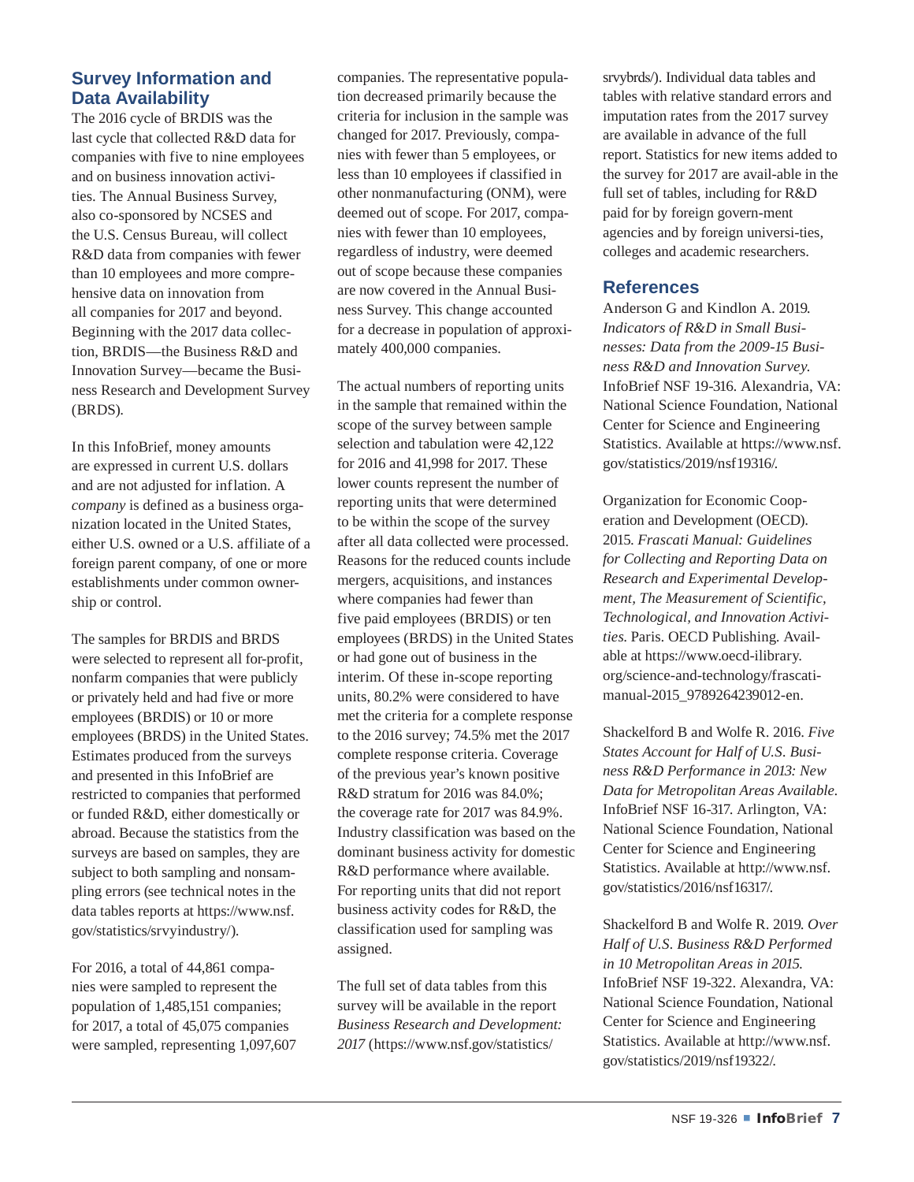## Survey Information and Data Availability

The 2016 cycle of BRDIS was the last cycle that collected R&D data for companies with five to nine employees and on business innovation activities. The Annual Business Survey, also co-sponsored by NCSES and the U.S. Census Bureau, will collect R&D data from companies with fewer than 10 employees and more comprehensive data on innovation from all companies for 2017 and beyond. Beginning with the 2017 data collection, BRDIS—the Business R&D and Innovation Survey—became the Business Research and Development Survey (BRDS).

In this InfoBrief, money amounts are expressed in current U.S. dollars and are not adjusted for inflation. A *company* is defined as a business organization located in the United States, either U.S. owned or a U.S. affiliate of a foreign parent company, of one or more establishments under common ownership or control.

The samples for BRDIS and BRDS were selected to represent all for-profit, nonfarm companies that were publicly or privately held and had five or more employees (BRDIS) or 10 or more employees (BRDS) in the United States. Estimates produced from the surveys and presented in this InfoBrief are restricted to companies that performed or funded R&D, either domestically or abroad. Because the statistics from the surveys are based on samples, they are subject to both sampling and nonsampling errors (see technical notes in the data tables reports at https://www.nsf.gov/statistics/srvyindustry/).

For 2016, a total of 44,861 companies were sampled to represent the population of 1,485,151 companies; for 2017, a total of 45,075 companies were sampled, representing 1,097,607 companies. The representative population decreased primarily because the criteria for inclusion in the sample was changed for 2017. Previously, companies with fewer than 5 employees, or less than 10 employees if classified in other nonmanufacturing (ONM), were deemed out of scope. For 2017, companies with fewer than 10 employees, regardless of industry, were deemed out of scope because these companies are now covered in the Annual Business Survey. This change accounted for a decrease in population of approximately 400,000 companies.

The actual numbers of reporting units in the sample that remained within the scope of the survey between sample selection and tabulation were 42,122 for 2016 and 41,998 for 2017. These lower counts represent the number of reporting units that were determined to be within the scope of the survey after all data collected were processed. Reasons for the reduced counts include mergers, acquisitions, and instances where companies had fewer than five paid employees (BRDIS) or ten employees (BRDS) in the United States or had gone out of business in the interim. Of these in-scope reporting units, 80.2% were considered to have met the criteria for a complete response to the 2016 survey; 74.5% met the 2017 complete response criteria. Coverage of the previous year's known positive R&D stratum for 2016 was 84.0%; the coverage rate for 2017 was 84.9%. Industry classification was based on the dominant business activity for domestic R&D performance where available. For reporting units that did not report business activity codes for R&D, the classification used for sampling was assigned.

The full set of data tables from this survey will be available in the report *Business Research and Development: 2017* (https://www.nsf.gov/statistics/srvybrds/). Individual data tables and tables with relative standard errors and imputation rates from the 2017 survey are available in advance of the full report. Statistics for new items added to the survey for 2017 are avail-able in the full set of tables, including for R&D paid for by foreign govern-ment agencies and by foreign universi-ties, colleges and academic researchers.

## References

Anderson G and Kindlon A. 2019. *Indicators of R&D in Small Businesses: Data from the 2009-15 Business R&D and Innovation Survey.* InfoBrief NSF 19-316. Alexandria, VA: National Science Foundation, National Center for Science and Engineering Statistics. Available at https://www.nsf.gov/statistics/2019/nsf19316/.

Organization for Economic Cooperation and Development (OECD). 2015. *Frascati Manual: Guidelines for Collecting and Reporting Data on Research and Experimental Development, The Measurement of Scientific, Technological, and Innovation Activities.* Paris. OECD Publishing. Available at https://www.oecd-ilibrary.org/science-and-technology/frascati-manual-2015_9789264239012-en.

Shackelford B and Wolfe R. 2016. *Five States Account for Half of U.S. Business R&D Performance in 2013: New Data for Metropolitan Areas Available.* InfoBrief NSF 16-317. Arlington, VA: National Science Foundation, National Center for Science and Engineering Statistics. Available at http://www.nsf.gov/statistics/2016/nsf16317/.

Shackelford B and Wolfe R. 2019. *Over Half of U.S. Business R&D Performed in 10 Metropolitan Areas in 2015.* InfoBrief NSF 19-322. Alexandra, VA: National Science Foundation, National Center for Science and Engineering Statistics. Available at http://www.nsf.gov/statistics/2019/nsf19322/.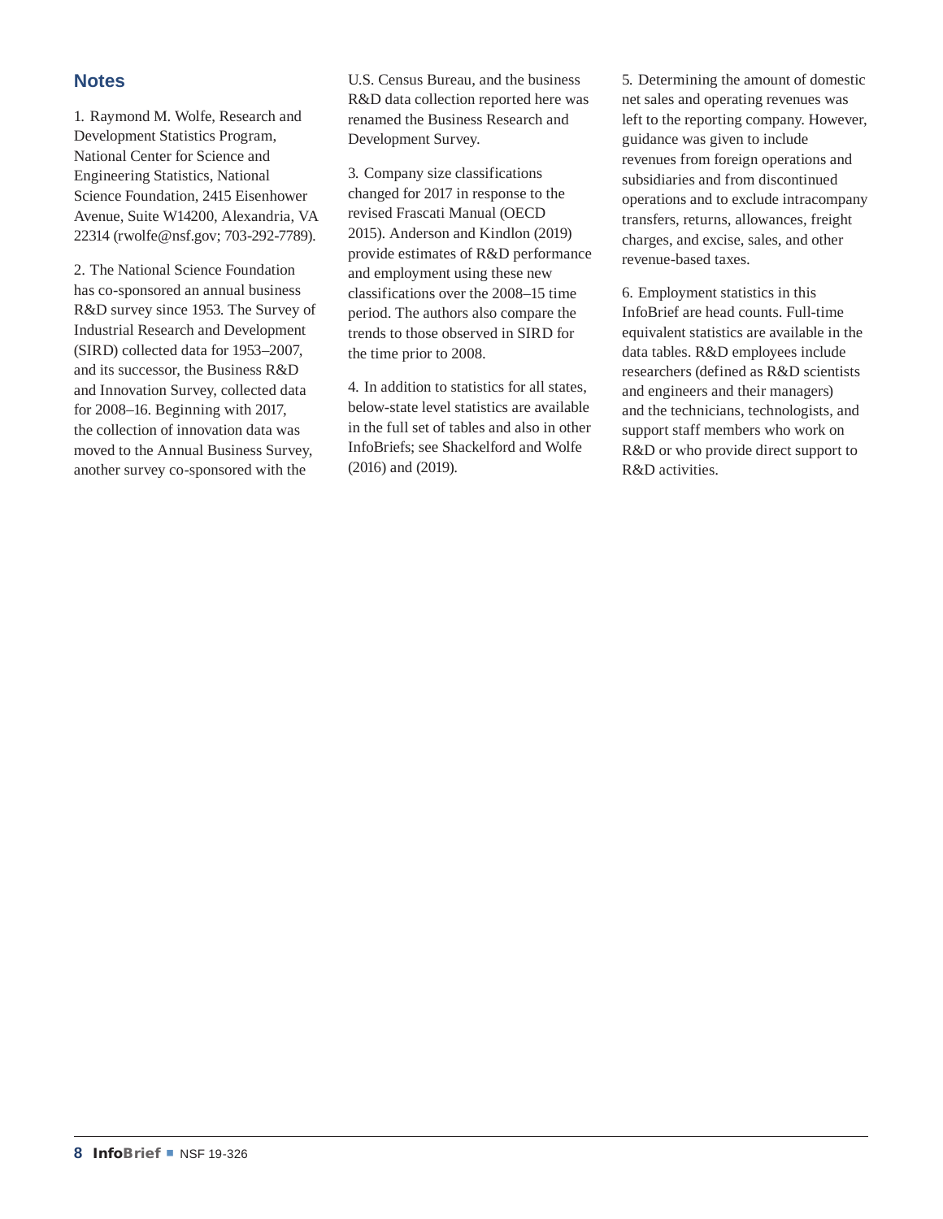## Notes

1. Raymond M. Wolfe, Research and Development Statistics Program, National Center for Science and Engineering Statistics, National Science Foundation, 2415 Eisenhower Avenue, Suite W14200, Alexandria, VA 22314 (rwolfe@nsf.gov; 703-292-7789).

2. The National Science Foundation has co-sponsored an annual business R&D survey since 1953. The Survey of Industrial Research and Development (SIRD) collected data for 1953–2007, and its successor, the Business R&D and Innovation Survey, collected data for 2008–16. Beginning with 2017, the collection of innovation data was moved to the Annual Business Survey, another survey co-sponsored with the U.S. Census Bureau, and the business R&D data collection reported here was renamed the Business Research and Development Survey.

3. Company size classifications changed for 2017 in response to the revised Frascati Manual (OECD 2015). Anderson and Kindlon (2019) provide estimates of R&D performance and employment using these new classifications over the 2008–15 time period. The authors also compare the trends to those observed in SIRD for the time prior to 2008.

4. In addition to statistics for all states, below-state level statistics are available in the full set of tables and also in other InfoBriefs; see Shackelford and Wolfe (2016) and (2019).

5. Determining the amount of domestic net sales and operating revenues was left to the reporting company. However, guidance was given to include revenues from foreign operations and subsidiaries and from discontinued operations and to exclude intracompany transfers, returns, allowances, freight charges, and excise, sales, and other revenue-based taxes.

6. Employment statistics in this InfoBrief are head counts. Full-time equivalent statistics are available in the data tables. R&D employees include researchers (defined as R&D scientists and engineers and their managers) and the technicians, technologists, and support staff members who work on R&D or who provide direct support to R&D activities.